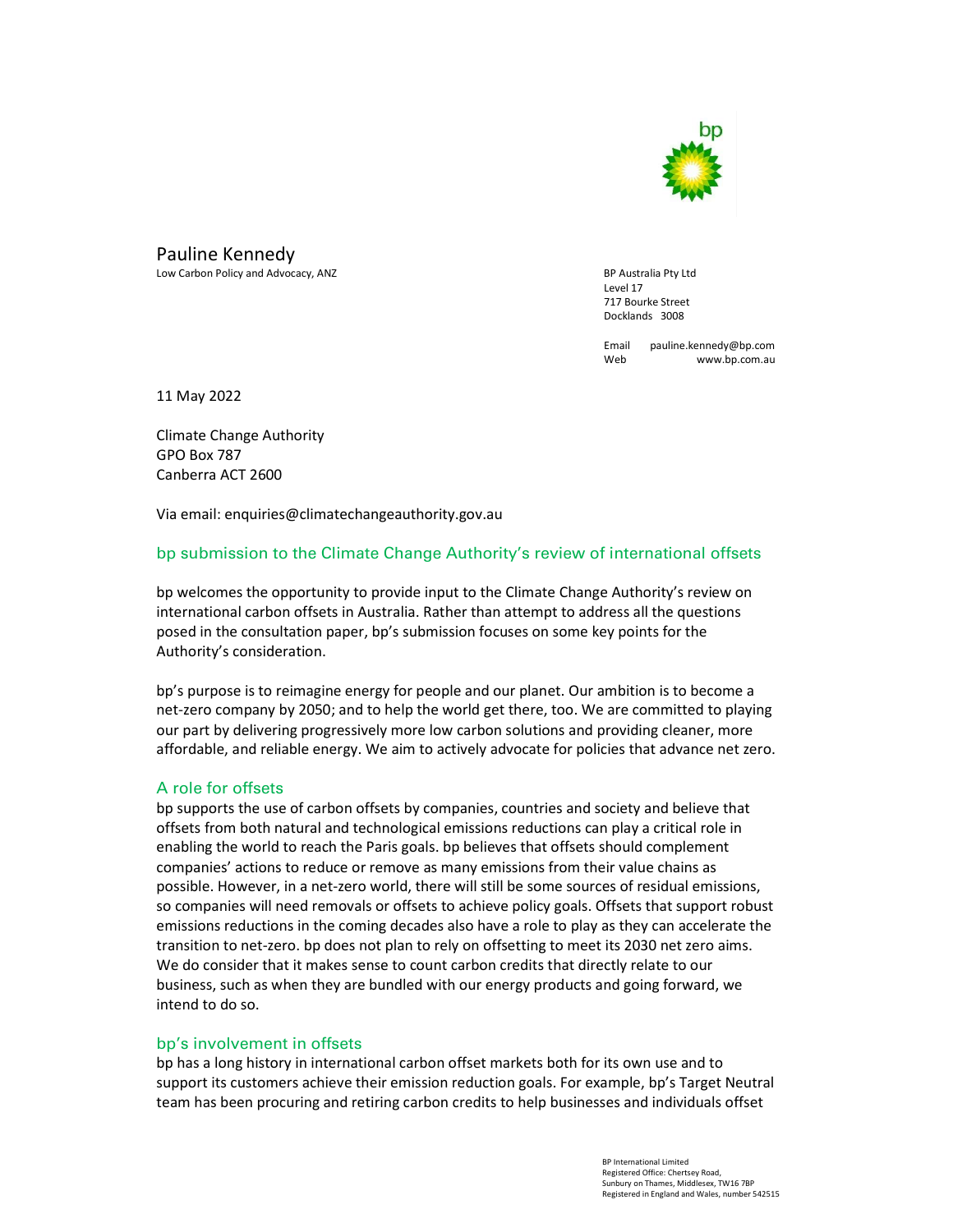Pauline Kennedy
Low Carbon Policy and Advocacy, ANZ

BP Australia Pty Ltd
Level 17
717 Bourke Street
Docklands 3008

Email pauline.kennedy@bp.com
Web www.bp.com.au

11 May 2022

Climate Change Authority
GPO Box 787
Canberra ACT 2600

Via email: enquiries@climatechangeauthority.gov.au

## bp submission to the Climate Change Authority's review of international offsets

bp welcomes the opportunity to provide input to the Climate Change Authority's review on international carbon offsets in Australia. Rather than attempt to address all the questions posed in the consultation paper, bp's submission focuses on some key points for the Authority's consideration.

bp's purpose is to reimagine energy for people and our planet. Our ambition is to become a net-zero company by 2050; and to help the world get there, too. We are committed to playing our part by delivering progressively more low carbon solutions and providing cleaner, more affordable, and reliable energy. We aim to actively advocate for policies that advance net zero.

### A role for offsets

bp supports the use of carbon offsets by companies, countries and society and believe that offsets from both natural and technological emissions reductions can play a critical role in enabling the world to reach the Paris goals. bp believes that offsets should complement companies' actions to reduce or remove as many emissions from their value chains as possible. However, in a net-zero world, there will still be some sources of residual emissions, so companies will need removals or offsets to achieve policy goals. Offsets that support robust emissions reductions in the coming decades also have a role to play as they can accelerate the transition to net-zero. bp does not plan to rely on offsetting to meet its 2030 net zero aims. We do consider that it makes sense to count carbon credits that directly relate to our business, such as when they are bundled with our energy products and going forward, we intend to do so.

### bp's involvement in offsets

bp has a long history in international carbon offset markets both for its own use and to support its customers achieve their emission reduction goals. For example, bp's Target Neutral team has been procuring and retiring carbon credits to help businesses and individuals offset

BP International Limited
Registered Office: Chertsey Road,
Sunbury on Thames, Middlesex, TW16 7BP
Registered in England and Wales, number 542515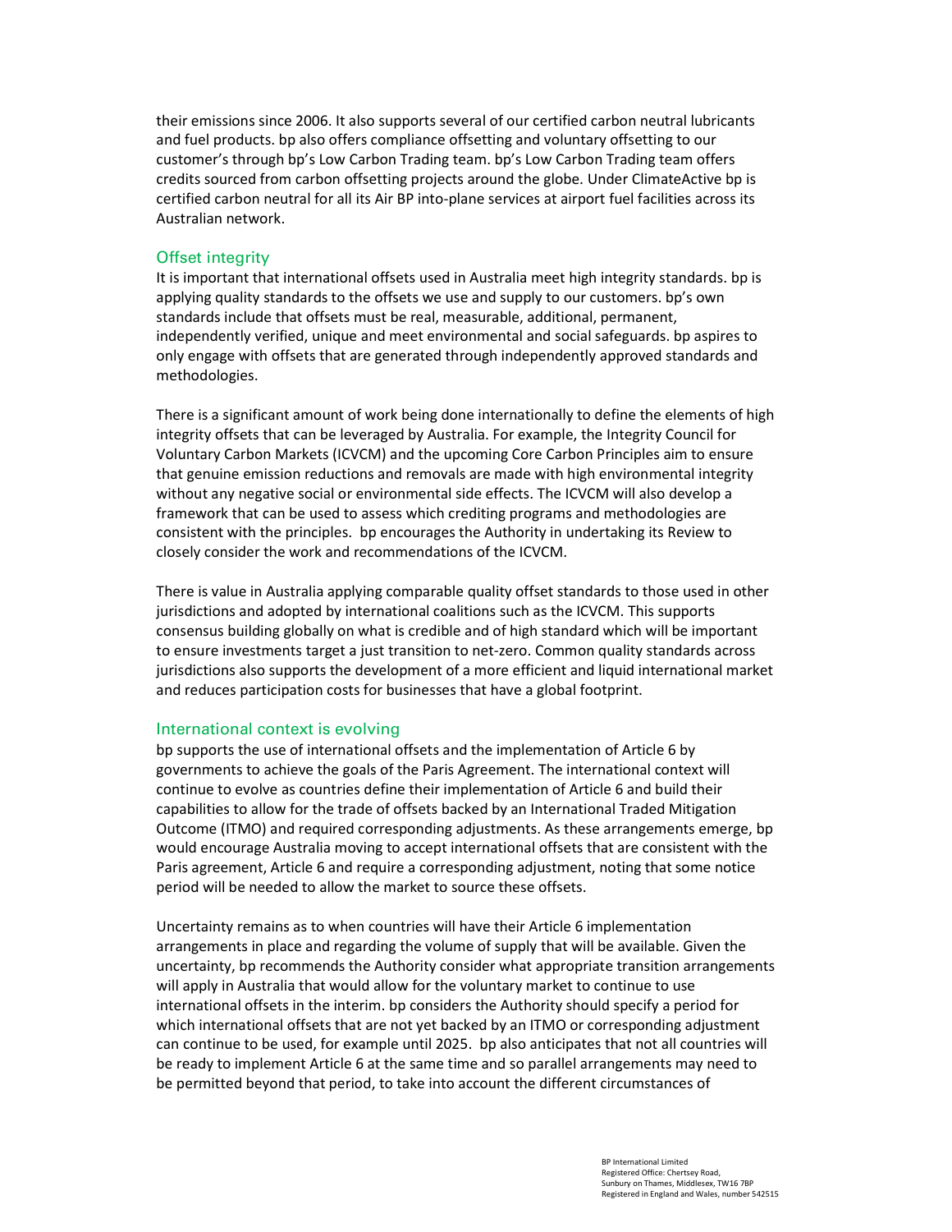their emissions since 2006. It also supports several of our certified carbon neutral lubricants and fuel products. bp also offers compliance offsetting and voluntary offsetting to our customer's through bp's Low Carbon Trading team. bp's Low Carbon Trading team offers credits sourced from carbon offsetting projects around the globe. Under ClimateActive bp is certified carbon neutral for all its Air BP into-plane services at airport fuel facilities across its Australian network.

## Offset integrity

It is important that international offsets used in Australia meet high integrity standards. bp is applying quality standards to the offsets we use and supply to our customers. bp's own standards include that offsets must be real, measurable, additional, permanent, independently verified, unique and meet environmental and social safeguards. bp aspires to only engage with offsets that are generated through independently approved standards and methodologies.

There is a significant amount of work being done internationally to define the elements of high integrity offsets that can be leveraged by Australia. For example, the Integrity Council for Voluntary Carbon Markets (ICVCM) and the upcoming Core Carbon Principles aim to ensure that genuine emission reductions and removals are made with high environmental integrity without any negative social or environmental side effects. The ICVCM will also develop a framework that can be used to assess which crediting programs and methodologies are consistent with the principles. bp encourages the Authority in undertaking its Review to closely consider the work and recommendations of the ICVCM.

There is value in Australia applying comparable quality offset standards to those used in other jurisdictions and adopted by international coalitions such as the ICVCM. This supports consensus building globally on what is credible and of high standard which will be important to ensure investments target a just transition to net-zero. Common quality standards across jurisdictions also supports the development of a more efficient and liquid international market and reduces participation costs for businesses that have a global footprint.

## International context is evolving

bp supports the use of international offsets and the implementation of Article 6 by governments to achieve the goals of the Paris Agreement. The international context will continue to evolve as countries define their implementation of Article 6 and build their capabilities to allow for the trade of offsets backed by an International Traded Mitigation Outcome (ITMO) and required corresponding adjustments. As these arrangements emerge, bp would encourage Australia moving to accept international offsets that are consistent with the Paris agreement, Article 6 and require a corresponding adjustment, noting that some notice period will be needed to allow the market to source these offsets.

Uncertainty remains as to when countries will have their Article 6 implementation arrangements in place and regarding the volume of supply that will be available. Given the uncertainty, bp recommends the Authority consider what appropriate transition arrangements will apply in Australia that would allow for the voluntary market to continue to use international offsets in the interim. bp considers the Authority should specify a period for which international offsets that are not yet backed by an ITMO or corresponding adjustment can continue to be used, for example until 2025. bp also anticipates that not all countries will be ready to implement Article 6 at the same time and so parallel arrangements may need to be permitted beyond that period, to take into account the different circumstances of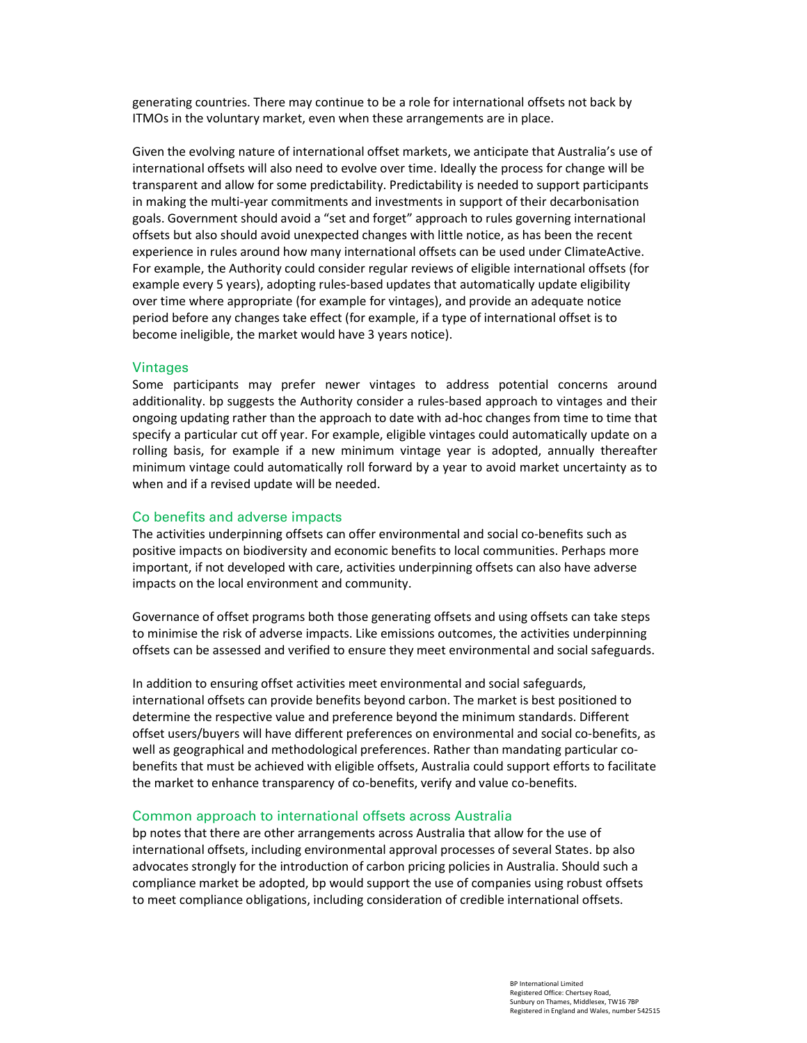generating countries. There may continue to be a role for international offsets not back by ITMOs in the voluntary market, even when these arrangements are in place.

Given the evolving nature of international offset markets, we anticipate that Australia's use of international offsets will also need to evolve over time. Ideally the process for change will be transparent and allow for some predictability. Predictability is needed to support participants in making the multi-year commitments and investments in support of their decarbonisation goals. Government should avoid a "set and forget" approach to rules governing international offsets but also should avoid unexpected changes with little notice, as has been the recent experience in rules around how many international offsets can be used under ClimateActive. For example, the Authority could consider regular reviews of eligible international offsets (for example every 5 years), adopting rules-based updates that automatically update eligibility over time where appropriate (for example for vintages), and provide an adequate notice period before any changes take effect (for example, if a type of international offset is to become ineligible, the market would have 3 years notice).

## Vintages

Some participants may prefer newer vintages to address potential concerns around additionality. bp suggests the Authority consider a rules-based approach to vintages and their ongoing updating rather than the approach to date with ad-hoc changes from time to time that specify a particular cut off year. For example, eligible vintages could automatically update on a rolling basis, for example if a new minimum vintage year is adopted, annually thereafter minimum vintage could automatically roll forward by a year to avoid market uncertainty as to when and if a revised update will be needed.

## Co benefits and adverse impacts

The activities underpinning offsets can offer environmental and social co-benefits such as positive impacts on biodiversity and economic benefits to local communities. Perhaps more important, if not developed with care, activities underpinning offsets can also have adverse impacts on the local environment and community.

Governance of offset programs both those generating offsets and using offsets can take steps to minimise the risk of adverse impacts. Like emissions outcomes, the activities underpinning offsets can be assessed and verified to ensure they meet environmental and social safeguards.

In addition to ensuring offset activities meet environmental and social safeguards, international offsets can provide benefits beyond carbon. The market is best positioned to determine the respective value and preference beyond the minimum standards. Different offset users/buyers will have different preferences on environmental and social co-benefits, as well as geographical and methodological preferences. Rather than mandating particular co-benefits that must be achieved with eligible offsets, Australia could support efforts to facilitate the market to enhance transparency of co-benefits, verify and value co-benefits.

## Common approach to international offsets across Australia

bp notes that there are other arrangements across Australia that allow for the use of international offsets, including environmental approval processes of several States. bp also advocates strongly for the introduction of carbon pricing policies in Australia. Should such a compliance market be adopted, bp would support the use of companies using robust offsets to meet compliance obligations, including consideration of credible international offsets.

BP International Limited
Registered Office: Chertsey Road,
Sunbury on Thames, Middlesex, TW16 7BP
Registered in England and Wales, number 542515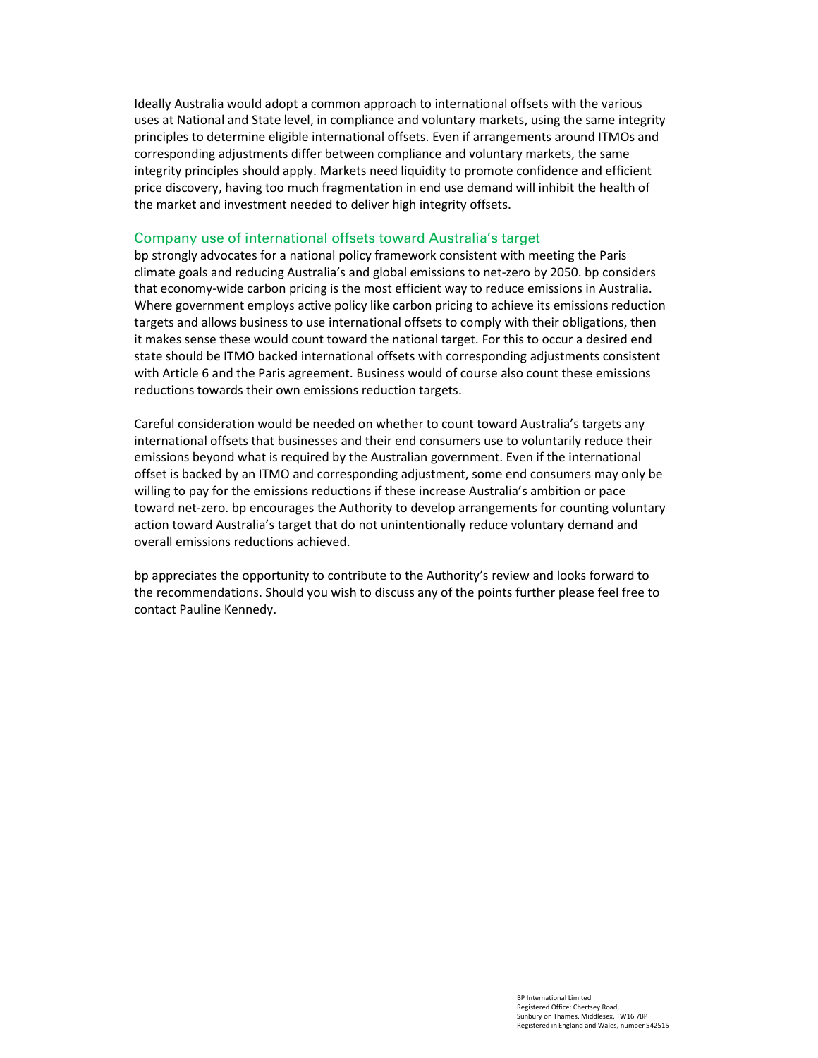Ideally Australia would adopt a common approach to international offsets with the various uses at National and State level, in compliance and voluntary markets, using the same integrity principles to determine eligible international offsets. Even if arrangements around ITMOs and corresponding adjustments differ between compliance and voluntary markets, the same integrity principles should apply. Markets need liquidity to promote confidence and efficient price discovery, having too much fragmentation in end use demand will inhibit the health of the market and investment needed to deliver high integrity offsets.

## Company use of international offsets toward Australia's target

bp strongly advocates for a national policy framework consistent with meeting the Paris climate goals and reducing Australia's and global emissions to net-zero by 2050. bp considers that economy-wide carbon pricing is the most efficient way to reduce emissions in Australia. Where government employs active policy like carbon pricing to achieve its emissions reduction targets and allows business to use international offsets to comply with their obligations, then it makes sense these would count toward the national target. For this to occur a desired end state should be ITMO backed international offsets with corresponding adjustments consistent with Article 6 and the Paris agreement. Business would of course also count these emissions reductions towards their own emissions reduction targets.

Careful consideration would be needed on whether to count toward Australia's targets any international offsets that businesses and their end consumers use to voluntarily reduce their emissions beyond what is required by the Australian government. Even if the international offset is backed by an ITMO and corresponding adjustment, some end consumers may only be willing to pay for the emissions reductions if these increase Australia's ambition or pace toward net-zero. bp encourages the Authority to develop arrangements for counting voluntary action toward Australia's target that do not unintentionally reduce voluntary demand and overall emissions reductions achieved.

bp appreciates the opportunity to contribute to the Authority's review and looks forward to the recommendations. Should you wish to discuss any of the points further please feel free to contact Pauline Kennedy.

BP International Limited
Registered Office: Chertsey Road,
Sunbury on Thames, Middlesex, TW16 7BP
Registered in England and Wales, number 542515